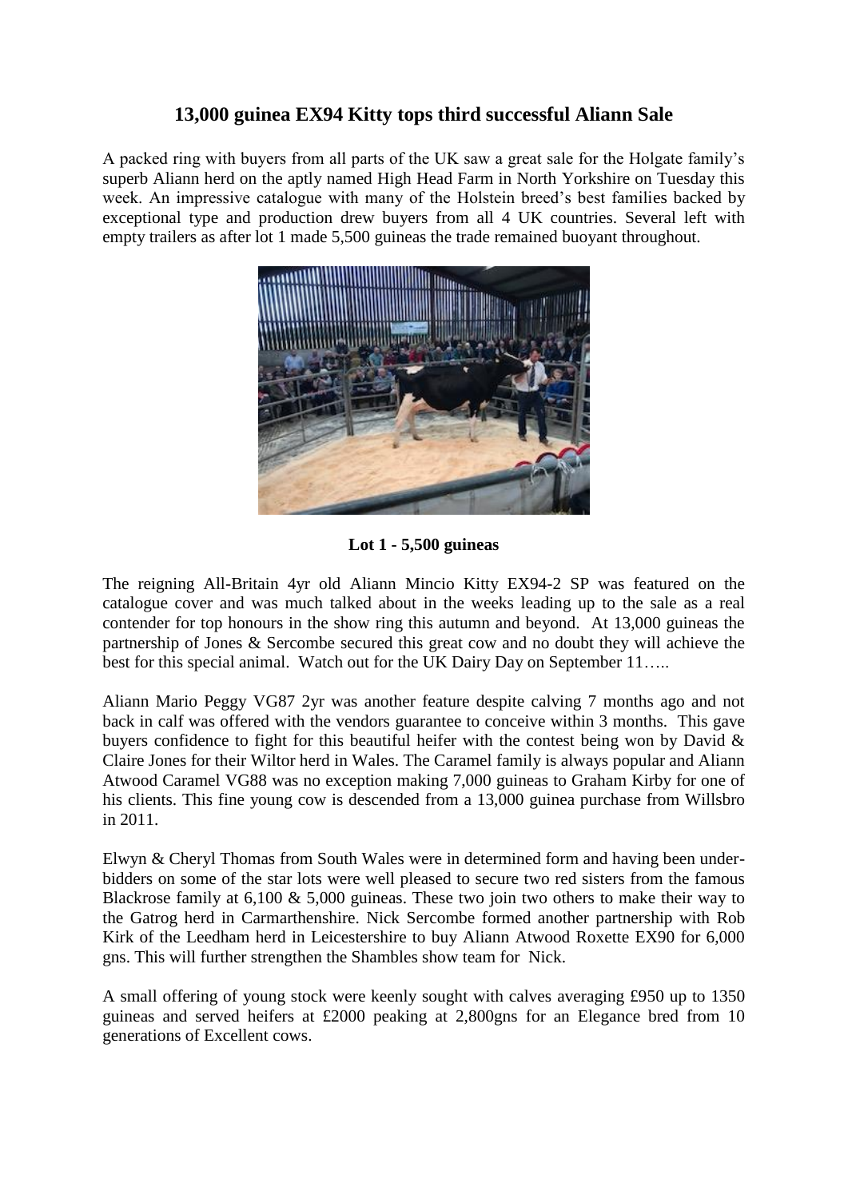# 13,000 guinea EX94 Kitty tops third successful Aliann Sale

A packed ring with buyers from all parts of the UK saw a great sale for the Holgate family's superb Aliann herd on the aptly named High Head Farm in North Yorkshire on Tuesday this week. An impressive catalogue with many of the Holstein breed's best families backed by exceptional type and production drew buyers from all 4 UK countries. Several left with empty trailers as after lot 1 made 5,500 guineas the trade remained buoyant throughout.

**Lot 1 - 5,500 guineas**

The reigning All-Britain 4yr old Aliann Mincio Kitty EX94-2 SP was featured on the catalogue cover and was much talked about in the weeks leading up to the sale as a real contender for top honours in the show ring this autumn and beyond. At 13,000 guineas the partnership of Jones & Sercombe secured this great cow and no doubt they will achieve the best for this special animal. Watch out for the UK Dairy Day on September 11…..

Aliann Mario Peggy VG87 2yr was another feature despite calving 7 months ago and not back in calf was offered with the vendors guarantee to conceive within 3 months. This gave buyers confidence to fight for this beautiful heifer with the contest being won by David & Claire Jones for their Wiltor herd in Wales. The Caramel family is always popular and Aliann Atwood Caramel VG88 was no exception making 7,000 guineas to Graham Kirby for one of his clients. This fine young cow is descended from a 13,000 guinea purchase from Willsbro in 2011.

Elwyn & Cheryl Thomas from South Wales were in determined form and having been under-bidders on some of the star lots were well pleased to secure two red sisters from the famous Blackrose family at 6,100 & 5,000 guineas. These two join two others to make their way to the Gatrog herd in Carmarthenshire. Nick Sercombe formed another partnership with Rob Kirk of the Leedham herd in Leicestershire to buy Aliann Atwood Roxette EX90 for 6,000 gns. This will further strengthen the Shambles show team for Nick.

A small offering of young stock were keenly sought with calves averaging £950 up to 1350 guineas and served heifers at £2000 peaking at 2,800gns for an Elegance bred from 10 generations of Excellent cows.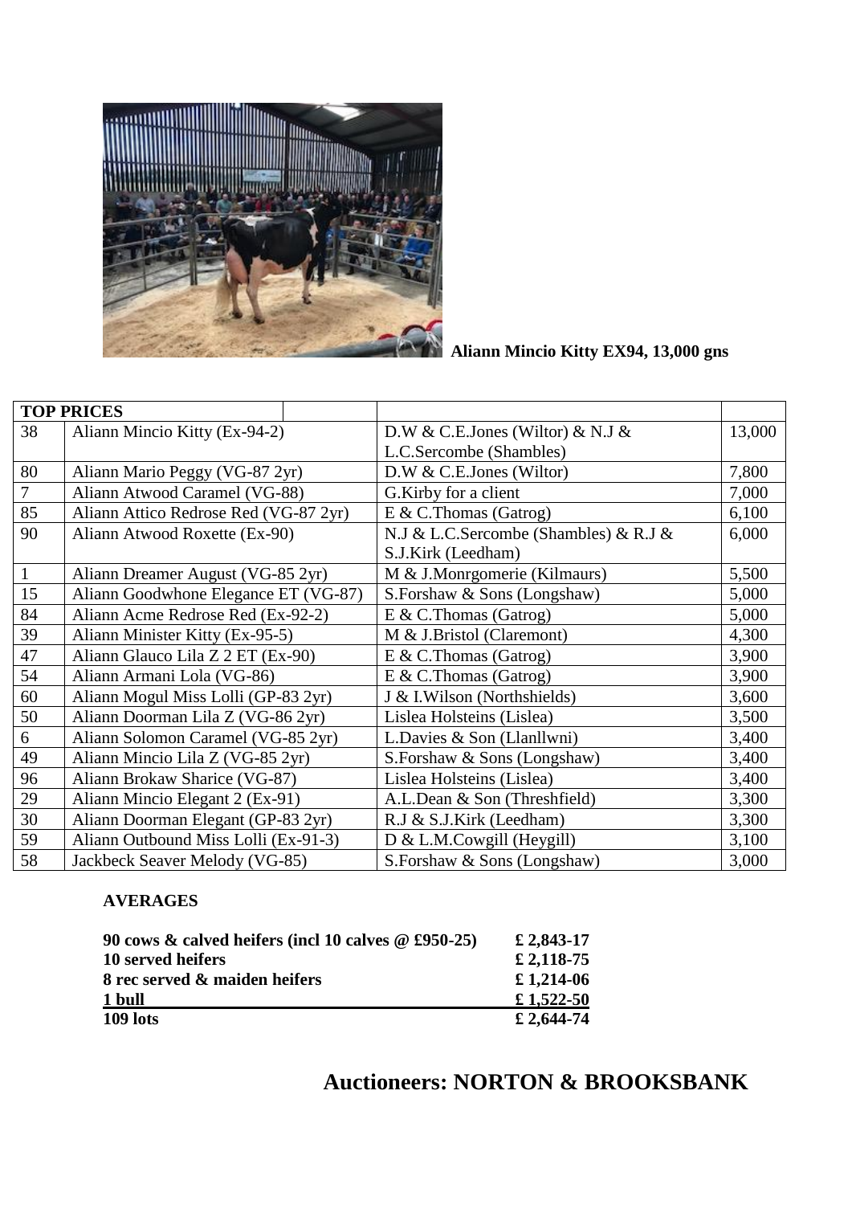**Aliann Mincio Kitty EX94, 13,000 gns**

| TOP PRICES | | | |
|---|---|---|---|
| 38 | Aliann Mincio Kitty (Ex-94-2) | D.W & C.E.Jones (Wilton) & N.J & L.C.Sercombe (Shambles) | 13,000 |
| 80 | Aliann Mario Peggy (VG-87 2yr) | D.W & C.E.Jones (Wilton) | 7,800 |
| 7 | Aliann Atwood Caramel (VG-88) | G.Kirby for a client | 7,000 |
| 85 | Aliann Attico Redrose Red (VG-87 2yr) | E & C.Thomas (Gatrog) | 6,100 |
| 90 | Aliann Atwood Roxette (Ex-90) | N.J & L.C.Sercombe (Shambles) & R.J & S.J.Kirk (Leedham) | 6,000 |
| 1 | Aliann Dreamer August (VG-85 2yr) | M & J.Monrgomerie (Kilmaurs) | 5,500 |
| 15 | Aliann Goodwhone Elegance ET (VG-87) | S.Forshaw & Sons (Longshaw) | 5,000 |
| 84 | Aliann Acme Redrose Red (Ex-92-2) | E & C.Thomas (Gatrog) | 5,000 |
| 39 | Aliann Minister Kitty (Ex-95-5) | M & J.Bristol (Claremont) | 4,300 |
| 47 | Aliann Glauco Lila Z 2 ET (Ex-90) | E & C.Thomas (Gatrog) | 3,900 |
| 54 | Aliann Armani Lola (VG-86) | E & C.Thomas (Gatrog) | 3,900 |
| 60 | Aliann Mogul Miss Lolli (GP-83 2yr) | J & I.Wilson (Northshields) | 3,600 |
| 50 | Aliann Doorman Lila Z (VG-86 2yr) | Lislea Holsteins (Lislea) | 3,500 |
| 6 | Aliann Solomon Caramel (VG-85 2yr) | L.Davies & Son (Llanllwni) | 3,400 |
| 49 | Aliann Mincio Lila Z (VG-85 2yr) | S.Forshaw & Sons (Longshaw) | 3,400 |
| 96 | Aliann Brokaw Sharice (VG-87) | Lislea Holsteins (Lislea) | 3,400 |
| 29 | Aliann Mincio Elegant 2 (Ex-91) | A.L.Dean & Son (Threshfield) | 3,300 |
| 30 | Aliann Doorman Elegant (GP-83 2yr) | R.J & S.J.Kirk (Leedham) | 3,300 |
| 59 | Aliann Outbound Miss Lolli (Ex-91-3) | D & L.M.Cowgill (Heygill) | 3,100 |
| 58 | Jackbeck Seaver Melody (VG-85) | S.Forshaw & Sons (Longshaw) | 3,000 |

**AVERAGES**

| | |
|---|---|
| **90 cows & calved heifers (incl 10 calves @ £950-25)** | **£ 2,843-17** |
| **10 served heifers** | **£ 2,118-75** |
| **8 rec served & maiden heifers** | **£ 1,214-06** |
| **1 bull** | **£ 1,522-50** |
| **109 lots** | **£ 2,644-74** |

## Auctioneers: NORTON & BROOKSBANK